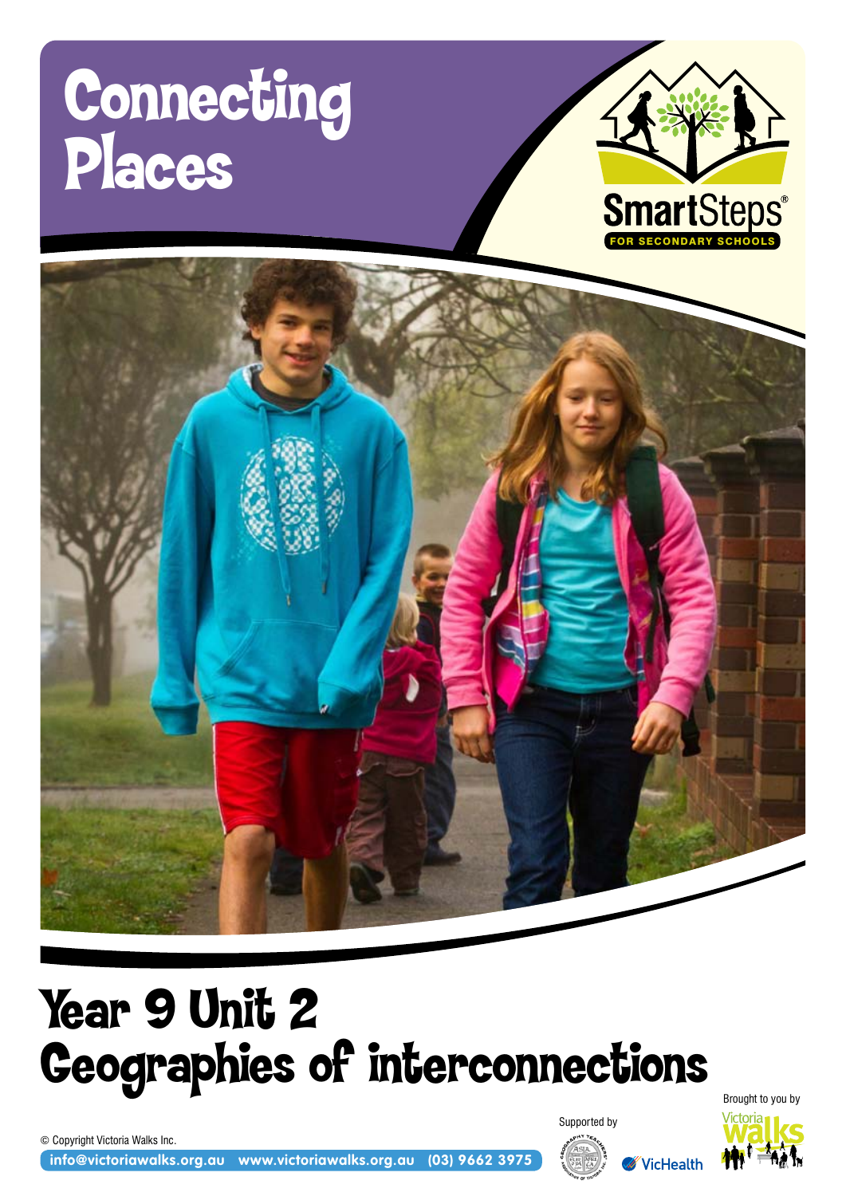# Connecting Places

SmartSteps®

FOR SECONDARY SCHOOLS

## Year 9 Unit 2
## Geographies of interconnections

© Copyright Victoria Walks Inc.

info@victoriawalks.org.au www.victoriawalks.org.au (03) 9662 3975

Supported by

VicHealth

Brought to you by

Victoria walks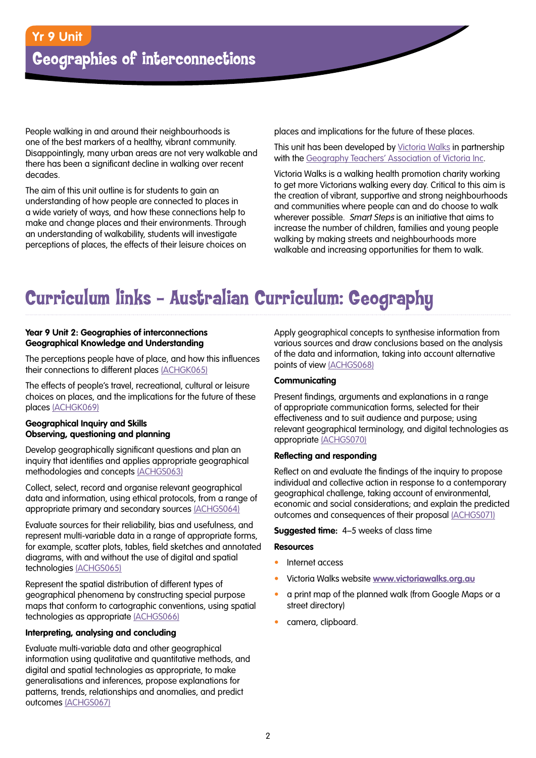Yr 9 Unit

# Geographies of interconnections

People walking in and around their neighbourhoods is one of the best markers of a healthy, vibrant community. Disappointingly, many urban areas are not very walkable and there has been a significant decline in walking over recent decades.

The aim of this unit outline is for students to gain an understanding of how people are connected to places in a wide variety of ways, and how these connections help to make and change places and their environments. Through an understanding of walkability, students will investigate perceptions of places, the effects of their leisure choices on places and implications for the future of these places.

This unit has been developed by Victoria Walks in partnership with the Geography Teachers' Association of Victoria Inc.

Victoria Walks is a walking health promotion charity working to get more Victorians walking every day. Critical to this aim is the creation of vibrant, supportive and strong neighbourhoods and communities where people can and do choose to walk wherever possible. *Smart Steps* is an initiative that aims to increase the number of children, families and young people walking by making streets and neighbourhoods more walkable and increasing opportunities for them to walk.

## Curriculum links – Australian Curriculum: Geography

**Year 9 Unit 2: Geographies of interconnections**
**Geographical Knowledge and Understanding**

The perceptions people have of place, and how this influences their connections to different places (ACHGK065)

The effects of people's travel, recreational, cultural or leisure choices on places, and the implications for the future of these places (ACHGK069)

**Geographical Inquiry and Skills**
**Observing, questioning and planning**

Develop geographically significant questions and plan an inquiry that identifies and applies appropriate geographical methodologies and concepts (ACHGS063)

Collect, select, record and organise relevant geographical data and information, using ethical protocols, from a range of appropriate primary and secondary sources (ACHGS064)

Evaluate sources for their reliability, bias and usefulness, and represent multi-variable data in a range of appropriate forms, for example, scatter plots, tables, field sketches and annotated diagrams, with and without the use of digital and spatial technologies (ACHGS065)

Represent the spatial distribution of different types of geographical phenomena by constructing special purpose maps that conform to cartographic conventions, using spatial technologies as appropriate (ACHGS066)

**Interpreting, analysing and concluding**

Evaluate multi-variable data and other geographical information using qualitative and quantitative methods, and digital and spatial technologies as appropriate, to make generalisations and inferences, propose explanations for patterns, trends, relationships and anomalies, and predict outcomes (ACHGS067)

Apply geographical concepts to synthesise information from various sources and draw conclusions based on the analysis of the data and information, taking into account alternative points of view (ACHGS068)

**Communicating**

Present findings, arguments and explanations in a range of appropriate communication forms, selected for their effectiveness and to suit audience and purpose; using relevant geographical terminology, and digital technologies as appropriate (ACHGS070)

**Reflecting and responding**

Reflect on and evaluate the findings of the inquiry to propose individual and collective action in response to a contemporary geographical challenge, taking account of environmental, economic and social considerations; and explain the predicted outcomes and consequences of their proposal (ACHGS071)

**Suggested time:** 4–5 weeks of class time

**Resources**

- Internet access
- Victoria Walks website **www.victoriawalks.org.au**
- a print map of the planned walk (from Google Maps or a street directory)
- camera, clipboard.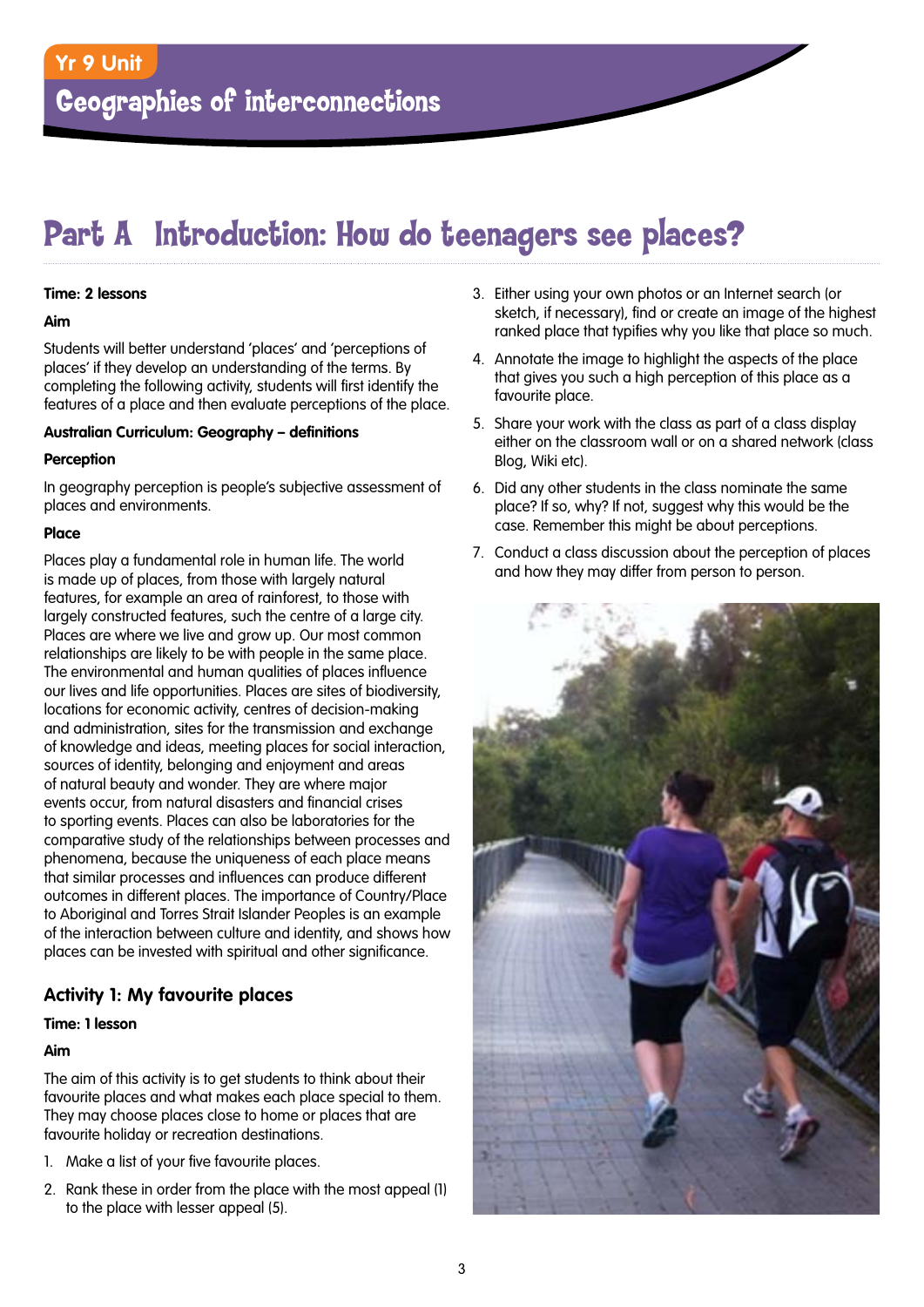Yr 9 Unit

Geographies of interconnections

# Part A Introduction: How do teenagers see places?

**Time: 2 lessons**

**Aim**

Students will better understand 'places' and 'perceptions of places' if they develop an understanding of the terms. By completing the following activity, students will first identify the features of a place and then evaluate perceptions of the place.

**Australian Curriculum: Geography – definitions**

**Perception**

In geography perception is people's subjective assessment of places and environments.

**Place**

Places play a fundamental role in human life. The world is made up of places, from those with largely natural features, for example an area of rainforest, to those with largely constructed features, such the centre of a large city. Places are where we live and grow up. Our most common relationships are likely to be with people in the same place. The environmental and human qualities of places influence our lives and life opportunities. Places are sites of biodiversity, locations for economic activity, centres of decision-making and administration, sites for the transmission and exchange of knowledge and ideas, meeting places for social interaction, sources of identity, belonging and enjoyment and areas of natural beauty and wonder. They are where major events occur, from natural disasters and financial crises to sporting events. Places can also be laboratories for the comparative study of the relationships between processes and phenomena, because the uniqueness of each place means that similar processes and influences can produce different outcomes in different places. The importance of Country/Place to Aboriginal and Torres Strait Islander Peoples is an example of the interaction between culture and identity, and shows how places can be invested with spiritual and other significance.

## Activity 1: My favourite places

**Time: 1 lesson**

**Aim**

The aim of this activity is to get students to think about their favourite places and what makes each place special to them. They may choose places close to home or places that are favourite holiday or recreation destinations.

1. Make a list of your five favourite places.
2. Rank these in order from the place with the most appeal (1) to the place with lesser appeal (5).
3. Either using your own photos or an Internet search (or sketch, if necessary), find or create an image of the highest ranked place that typifies why you like that place so much.
4. Annotate the image to highlight the aspects of the place that gives you such a high perception of this place as a favourite place.
5. Share your work with the class as part of a class display either on the classroom wall or on a shared network (class Blog, Wiki etc).
6. Did any other students in the class nominate the same place? If so, why? If not, suggest why this would be the case. Remember this might be about perceptions.
7. Conduct a class discussion about the perception of places and how they may differ from person to person.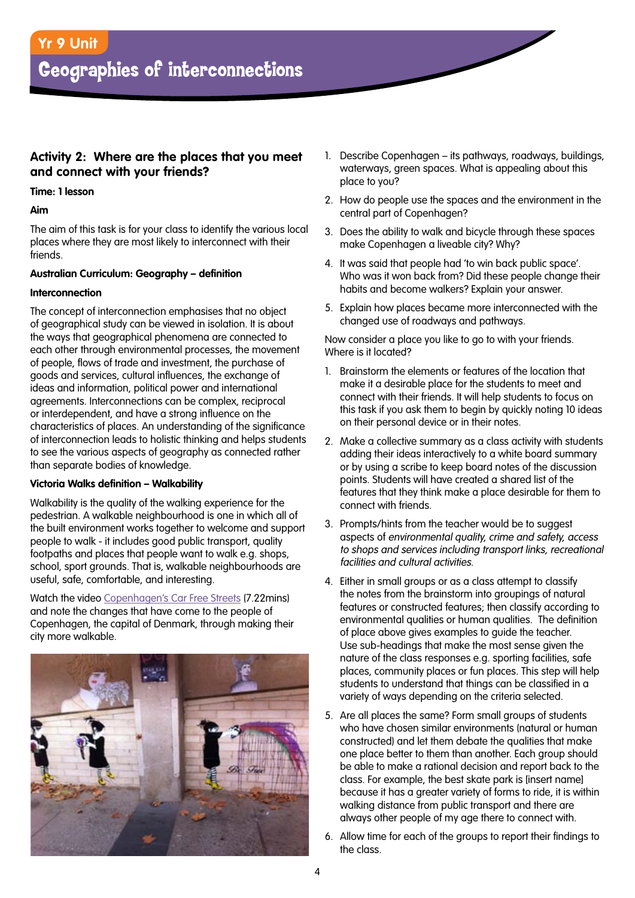## Activity 2: Where are the places that you meet and connect with your friends?

**Time: 1 lesson**

**Aim**

The aim of this task is for your class to identify the various local places where they are most likely to interconnect with their friends.

**Australian Curriculum: Geography – definition**

**Interconnection**

The concept of interconnection emphasises that no object of geographical study can be viewed in isolation. It is about the ways that geographical phenomena are connected to each other through environmental processes, the movement of people, flows of trade and investment, the purchase of goods and services, cultural influences, the exchange of ideas and information, political power and international agreements. Interconnections can be complex, reciprocal or interdependent, and have a strong influence on the characteristics of places. An understanding of the significance of interconnection leads to holistic thinking and helps students to see the various aspects of geography as connected rather than separate bodies of knowledge.

**Victoria Walks definition – Walkability**

Walkability is the quality of the walking experience for the pedestrian. A walkable neighbourhood is one in which all of the built environment works together to welcome and support people to walk - it includes good public transport, quality footpaths and places that people want to walk e.g. shops, school, sport grounds. That is, walkable neighbourhoods are useful, safe, comfortable, and interesting.

Watch the video Copenhagen's Car Free Streets (7.22mins) and note the changes that have come to the people of Copenhagen, the capital of Denmark, through making their city more walkable.

1. Describe Copenhagen – its pathways, roadways, buildings, waterways, green spaces. What is appealing about this place to you?
2. How do people use the spaces and the environment in the central part of Copenhagen?
3. Does the ability to walk and bicycle through these spaces make Copenhagen a liveable city? Why?
4. It was said that people had 'to win back public space'. Who was it won back from? Did these people change their habits and become walkers? Explain your answer.
5. Explain how places became more interconnected with the changed use of roadways and pathways.

Now consider a place you like to go to with your friends. Where is it located?

1. Brainstorm the elements or features of the location that make it a desirable place for the students to meet and connect with their friends. It will help students to focus on this task if you ask them to begin by quickly noting 10 ideas on their personal device or in their notes.
2. Make a collective summary as a class activity with students adding their ideas interactively to a white board summary or by using a scribe to keep board notes of the discussion points. Students will have created a shared list of the features that they think make a place desirable for them to connect with friends.
3. Prompts/hints from the teacher would be to suggest aspects of *environmental quality, crime and safety, access to shops and services including transport links, recreational facilities and cultural activities.*
4. Either in small groups or as a class attempt to classify the notes from the brainstorm into groupings of natural features or constructed features; then classify according to environmental qualities or human qualities. The definition of place above gives examples to guide the teacher. Use sub-headings that make the most sense given the nature of the class responses e.g. sporting facilities, safe places, community places or fun places. This step will help students to understand that things can be classified in a variety of ways depending on the criteria selected.
5. Are all places the same? Form small groups of students who have chosen similar environments (natural or human constructed) and let them debate the qualities that make one place better to them than another. Each group should be able to make a rational decision and report back to the class. For example, the best skate park is [insert name] because it has a greater variety of forms to ride, it is within walking distance from public transport and there are always other people of my age there to connect with.
6. Allow time for each of the groups to report their findings to the class.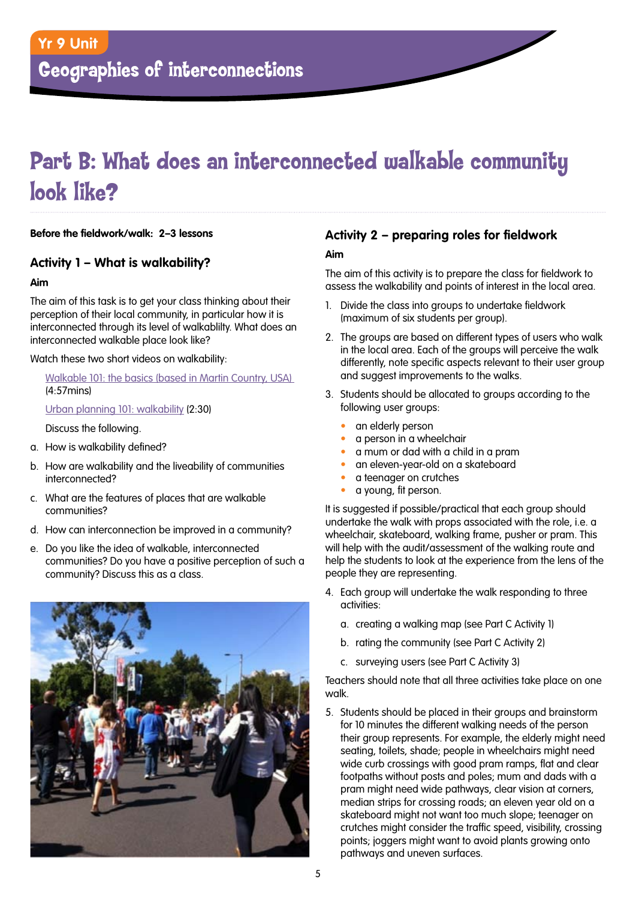# Part B: What does an interconnected walkable community look like?

**Before the fieldwork/walk: 2–3 lessons**

## Activity 1 – What is walkability?

**Aim**

The aim of this task is to get your class thinking about their perception of their local community, in particular how it is interconnected through its level of walkablilty. What does an interconnected walkable place look like?

Watch these two short videos on walkability:

Walkable 101: the basics (based in Martin Country, USA) (4:57mins)

Urban planning 101: walkability (2:30)

Discuss the following.

a. How is walkability defined?

b. How are walkability and the liveability of communities interconnected?

c. What are the features of places that are walkable communities?

d. How can interconnection be improved in a community?

e. Do you like the idea of walkable, interconnected communities? Do you have a positive perception of such a community? Discuss this as a class.

## Activity 2 – preparing roles for fieldwork

**Aim**

The aim of this activity is to prepare the class for fieldwork to assess the walkability and points of interest in the local area.

1. Divide the class into groups to undertake fieldwork (maximum of six students per group).
2. The groups are based on different types of users who walk in the local area. Each of the groups will perceive the walk differently, note specific aspects relevant to their user group and suggest improvements to the walks.
3. Students should be allocated to groups according to the following user groups:
   - an elderly person
   - a person in a wheelchair
   - a mum or dad with a child in a pram
   - an eleven-year-old on a skateboard
   - a teenager on crutches
   - a young, fit person.

It is suggested if possible/practical that each group should undertake the walk with props associated with the role, i.e. a wheelchair, skateboard, walking frame, pusher or pram. This will help with the audit/assessment of the walking route and help the students to look at the experience from the lens of the people they are representing.

4. Each group will undertake the walk responding to three activities:
   a. creating a walking map (see Part C Activity 1)
   b. rating the community (see Part C Activity 2)
   c. surveying users (see Part C Activity 3)

Teachers should note that all three activities take place on one walk.

5. Students should be placed in their groups and brainstorm for 10 minutes the different walking needs of the person their group represents. For example, the elderly might need seating, toilets, shade; people in wheelchairs might need wide curb crossings with good pram ramps, flat and clear footpaths without posts and poles; mum and dads with a pram might need wide pathways, clear vision at corners, median strips for crossing roads; an eleven year old on a skateboard might not want too much slope; teenager on crutches might consider the traffic speed, visibility, crossing points; joggers might want to avoid plants growing onto pathways and uneven surfaces.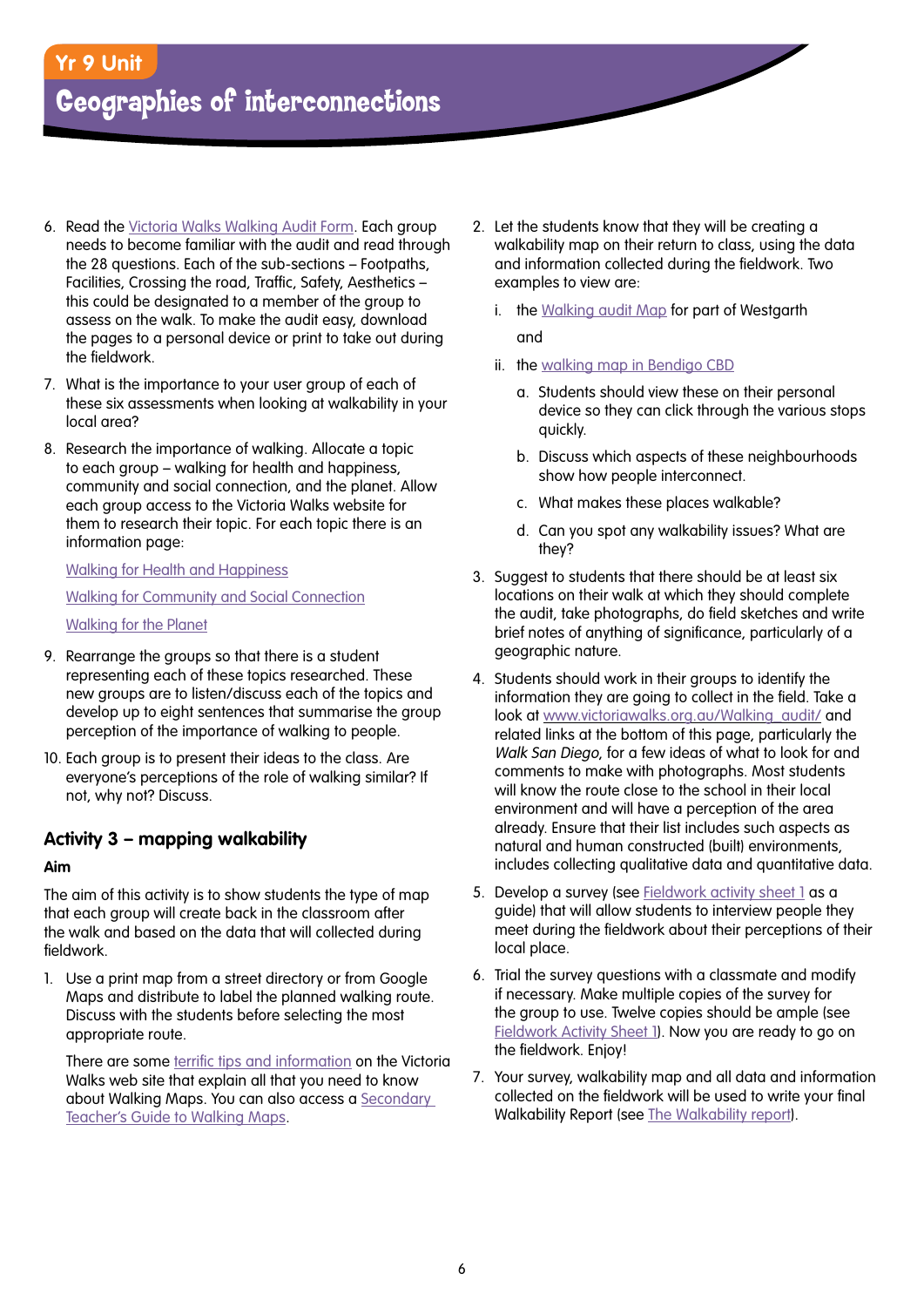6. Read the Victoria Walks Walking Audit Form. Each group needs to become familiar with the audit and read through the 28 questions. Each of the sub-sections – Footpaths, Facilities, Crossing the road, Traffic, Safety, Aesthetics – this could be designated to a member of the group to assess on the walk. To make the audit easy, download the pages to a personal device or print to take out during the fieldwork.
7. What is the importance to your user group of each of these six assessments when looking at walkability in your local area?
8. Research the importance of walking. Allocate a topic to each group – walking for health and happiness, community and social connection, and the planet. Allow each group access to the Victoria Walks website for them to research their topic. For each topic there is an information page:

   Walking for Health and Happiness

   Walking for Community and Social Connection

   Walking for the Planet
9. Rearrange the groups so that there is a student representing each of these topics researched. These new groups are to listen/discuss each of the topics and develop up to eight sentences that summarise the group perception of the importance of walking to people.
10. Each group is to present their ideas to the class. Are everyone's perceptions of the role of walking similar? If not, why not? Discuss.

### Activity 3 – mapping walkability

**Aim**

The aim of this activity is to show students the type of map that each group will create back in the classroom after the walk and based on the data that will collected during fieldwork.

1. Use a print map from a street directory or from Google Maps and distribute to label the planned walking route. Discuss with the students before selecting the most appropriate route.

   There are some terrific tips and information on the Victoria Walks web site that explain all that you need to know about Walking Maps. You can also access a Secondary Teacher's Guide to Walking Maps.
2. Let the students know that they will be creating a walkability map on their return to class, using the data and information collected during the fieldwork. Two examples to view are:

   i. the Walking audit Map for part of Westgarth

   and

   ii. the walking map in Bendigo CBD

   a. Students should view these on their personal device so they can click through the various stops quickly.

   b. Discuss which aspects of these neighbourhoods show how people interconnect.

   c. What makes these places walkable?

   d. Can you spot any walkability issues? What are they?
3. Suggest to students that there should be at least six locations on their walk at which they should complete the audit, take photographs, do field sketches and write brief notes of anything of significance, particularly of a geographic nature.
4. Students should work in their groups to identify the information they are going to collect in the field. Take a look at www.victoriawalks.org.au/Walking_audit/ and related links at the bottom of this page, particularly the *Walk San Diego*, for a few ideas of what to look for and comments to make with photographs. Most students will know the route close to the school in their local environment and will have a perception of the area already. Ensure that their list includes such aspects as natural and human constructed (built) environments, includes collecting qualitative data and quantitative data.
5. Develop a survey (see Fieldwork activity sheet 1 as a guide) that will allow students to interview people they meet during the fieldwork about their perceptions of their local place.
6. Trial the survey questions with a classmate and modify if necessary. Make multiple copies of the survey for the group to use. Twelve copies should be ample (see Fieldwork Activity Sheet 1). Now you are ready to go on the fieldwork. Enjoy!
7. Your survey, walkability map and all data and information collected on the fieldwork will be used to write your final Walkability Report (see The Walkability report).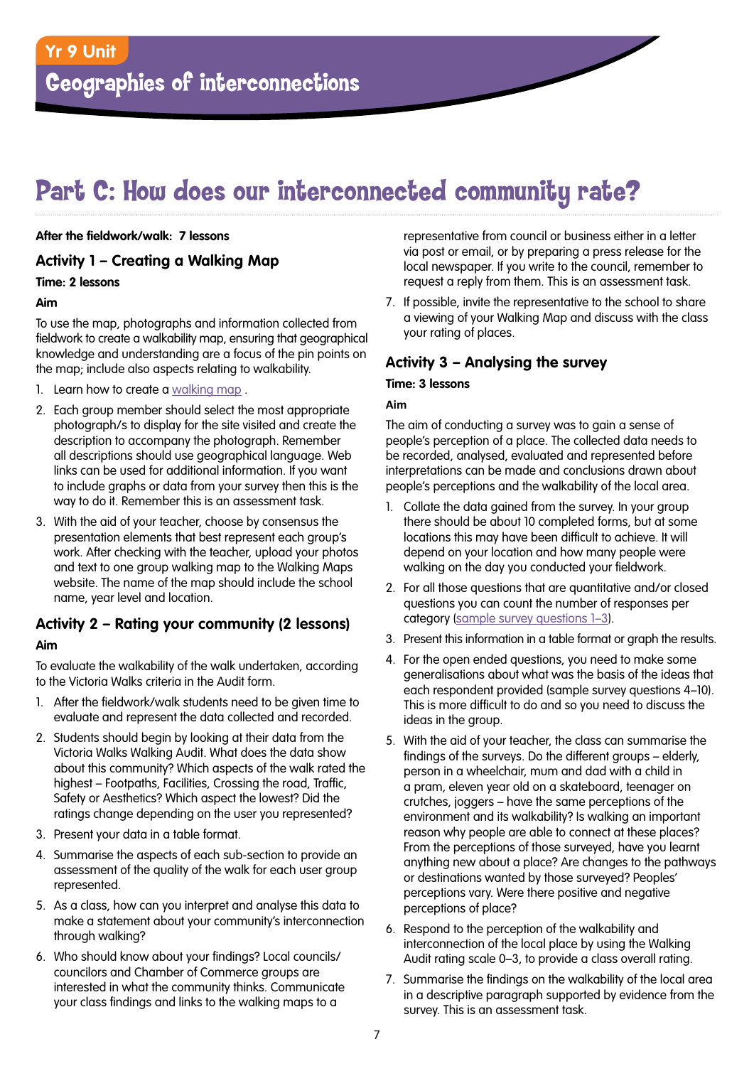Yr 9 Unit

# Geographies of interconnections

## Part C: How does our interconnected community rate?

**After the fieldwork/walk: 7 lessons**

### Activity 1 – Creating a Walking Map

**Time: 2 lessons**

**Aim**

To use the map, photographs and information collected from fieldwork to create a walkability map, ensuring that geographical knowledge and understanding are a focus of the pin points on the map; include also aspects relating to walkability.

1. Learn how to create a walking map .
2. Each group member should select the most appropriate photograph/s to display for the site visited and create the description to accompany the photograph. Remember all descriptions should use geographical language. Web links can be used for additional information. If you want to include graphs or data from your survey then this is the way to do it. Remember this is an assessment task.
3. With the aid of your teacher, choose by consensus the presentation elements that best represent each group's work. After checking with the teacher, upload your photos and text to one group walking map to the Walking Maps website. The name of the map should include the school name, year level and location.

### Activity 2 – Rating your community (2 lessons)

**Aim**

To evaluate the walkability of the walk undertaken, according to the Victoria Walks criteria in the Audit form.

1. After the fieldwork/walk students need to be given time to evaluate and represent the data collected and recorded.
2. Students should begin by looking at their data from the Victoria Walks Walking Audit. What does the data show about this community? Which aspects of the walk rated the highest – Footpaths, Facilities, Crossing the road, Traffic, Safety or Aesthetics? Which aspect the lowest? Did the ratings change depending on the user you represented?
3. Present your data in a table format.
4. Summarise the aspects of each sub-section to provide an assessment of the quality of the walk for each user group represented.
5. As a class, how can you interpret and analyse this data to make a statement about your community's interconnection through walking?
6. Who should know about your findings? Local councils/councilors and Chamber of Commerce groups are interested in what the community thinks. Communicate your class findings and links to the walking maps to a representative from council or business either in a letter via post or email, or by preparing a press release for the local newspaper. If you write to the council, remember to request a reply from them. This is an assessment task.
7. If possible, invite the representative to the school to share a viewing of your Walking Map and discuss with the class your rating of places.

### Activity 3 – Analysing the survey

**Time: 3 lessons**

**Aim**

The aim of conducting a survey was to gain a sense of people's perception of a place. The collected data needs to be recorded, analysed, evaluated and represented before interpretations can be made and conclusions drawn about people's perceptions and the walkability of the local area.

1. Collate the data gained from the survey. In your group there should be about 10 completed forms, but at some locations this may have been difficult to achieve. It will depend on your location and how many people were walking on the day you conducted your fieldwork.
2. For all those questions that are quantitative and/or closed questions you can count the number of responses per category (sample survey questions 1–3).
3. Present this information in a table format or graph the results.
4. For the open ended questions, you need to make some generalisations about what was the basis of the ideas that each respondent provided (sample survey questions 4–10). This is more difficult to do and so you need to discuss the ideas in the group.
5. With the aid of your teacher, the class can summarise the findings of the surveys. Do the different groups – elderly, person in a wheelchair, mum and dad with a child in a pram, eleven year old on a skateboard, teenager on crutches, joggers – have the same perceptions of the environment and its walkability? Is walking an important reason why people are able to connect at these places? From the perceptions of those surveyed, have you learnt anything new about a place? Are changes to the pathways or destinations wanted by those surveyed? Peoples' perceptions vary. Were there positive and negative perceptions of place?
6. Respond to the perception of the walkability and interconnection of the local place by using the Walking Audit rating scale 0–3, to provide a class overall rating.
7. Summarise the findings on the walkability of the local area in a descriptive paragraph supported by evidence from the survey. This is an assessment task.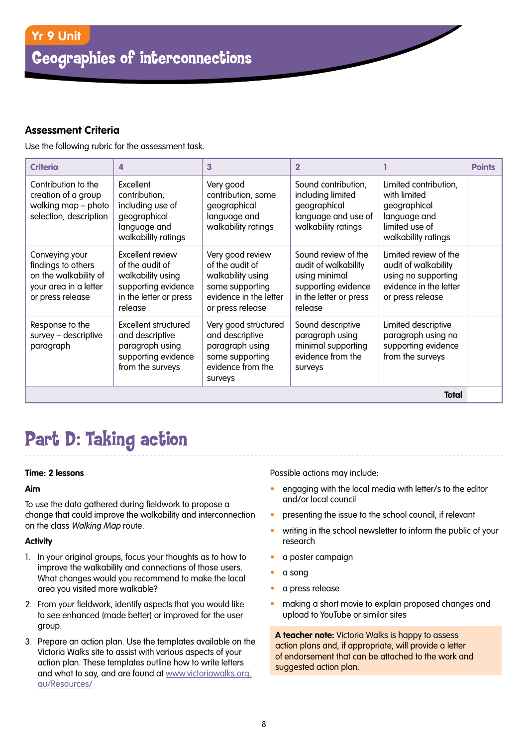### Assessment Criteria

Use the following rubric for the assessment task.

| Criteria | 4 | 3 | 2 | 1 | Points |
|---|---|---|---|---|---|
| Contribution to the creation of a group walking map – photo selection, description | Excellent contribution, including use of geographical language and walkability ratings | Very good contribution, some geographical language and walkability ratings | Sound contribution, including limited geographical language and use of walkability ratings | Limited contribution, with limited geographical language and limited use of walkability ratings | |
| Conveying your findings to others on the walkability of your area in a letter or press release | Excellent review of the audit of walkability using supporting evidence in the letter or press release | Very good review of the audit of walkability using some supporting evidence in the letter or press release | Sound review of the audit of walkability using minimal supporting evidence in the letter or press release | Limited review of the audit of walkability using no supporting evidence in the letter or press release | |
| Response to the survey – descriptive paragraph | Excellent structured and descriptive paragraph using supporting evidence from the surveys | Very good structured and descriptive paragraph using some supporting evidence from the surveys | Sound descriptive paragraph using minimal supporting evidence from the surveys | Limited descriptive paragraph using no supporting evidence from the surveys | |
| | | | | **Total** | |

# Part D: Taking action

**Time: 2 lessons**

**Aim**

To use the data gathered during fieldwork to propose a change that could improve the walkability and interconnection on the class *Walking Map* route.

**Activity**

1. In your original groups, focus your thoughts as to how to improve the walkability and connections of those users. What changes would you recommend to make the local area you visited more walkable?
2. From your fieldwork, identify aspects that you would like to see enhanced (made better) or improved for the user group.
3. Prepare an action plan. Use the templates available on the Victoria Walks site to assist with various aspects of your action plan. These templates outline how to write letters and what to say, and are found at www.victoriawalks.org.au/Resources/

Possible actions may include:

- engaging with the local media with letter/s to the editor and/or local council
- presenting the issue to the school council, if relevant
- writing in the school newsletter to inform the public of your research
- a poster campaign
- a song
- a press release
- making a short movie to explain proposed changes and upload to YouTube or similar sites

**A teacher note:** Victoria Walks is happy to assess action plans and, if appropriate, will provide a letter of endorsement that can be attached to the work and suggested action plan.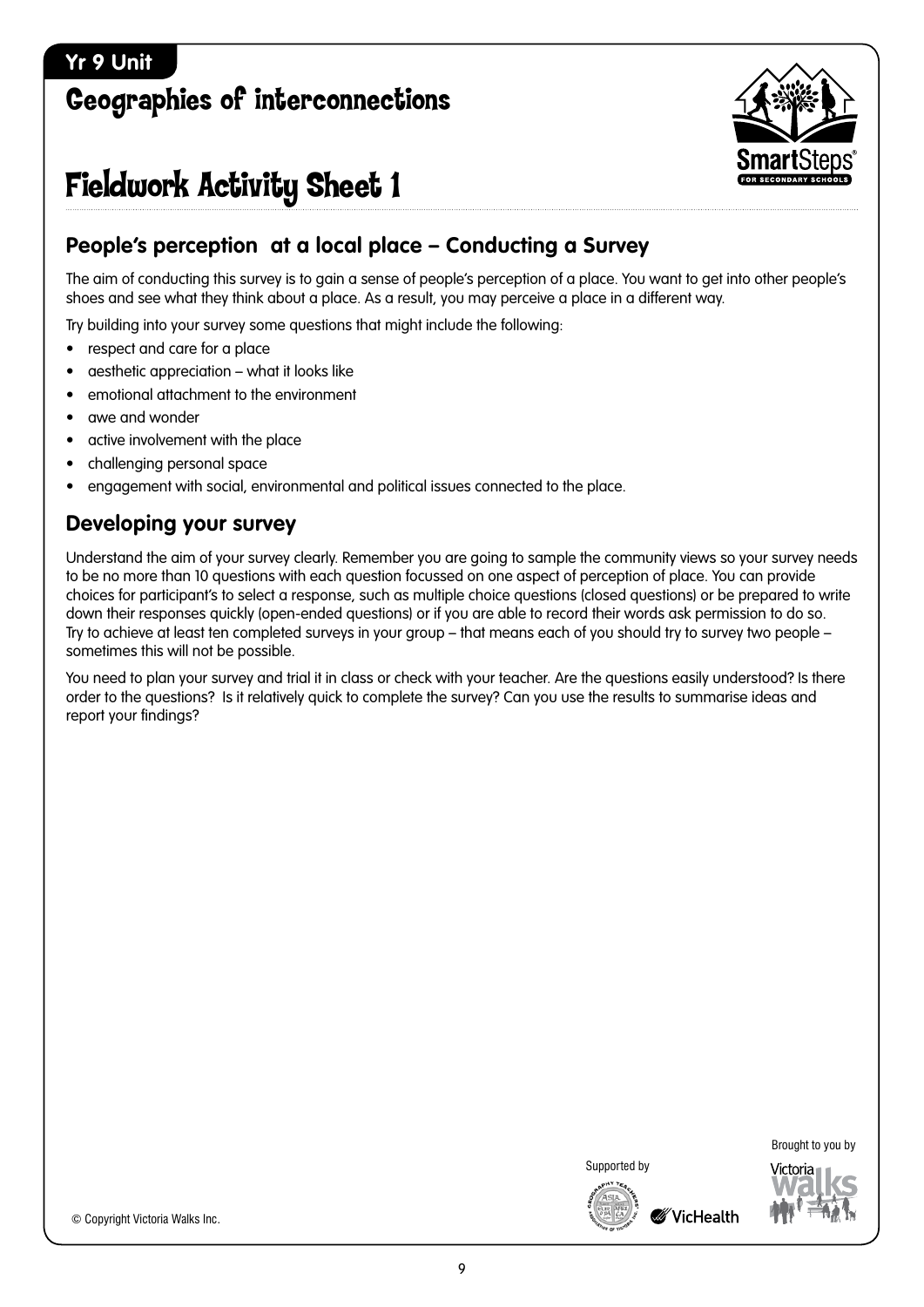Yr 9 Unit

# Geographies of interconnections

# Fieldwork Activity Sheet 1

## People's perception  at a local place – Conducting a Survey

The aim of conducting this survey is to gain a sense of people's perception of a place. You want to get into other people's shoes and see what they think about a place. As a result, you may perceive a place in a different way.

Try building into your survey some questions that might include the following:

- respect and care for a place
- aesthetic appreciation – what it looks like
- emotional attachment to the environment
- awe and wonder
- active involvement with the place
- challenging personal space
- engagement with social, environmental and political issues connected to the place.

## Developing your survey

Understand the aim of your survey clearly. Remember you are going to sample the community views so your survey needs to be no more than 10 questions with each question focussed on one aspect of perception of place. You can provide choices for participant's to select a response, such as multiple choice questions (closed questions) or be prepared to write down their responses quickly (open-ended questions) or if you are able to record their words ask permission to do so. Try to achieve at least ten completed surveys in your group – that means each of you should try to survey two people – sometimes this will not be possible.

You need to plan your survey and trial it in class or check with your teacher. Are the questions easily understood? Is there order to the questions?  Is it relatively quick to complete the survey? Can you use the results to summarise ideas and report your findings?

Brought to you by Victoria Walks

Supported by VicHealth

© Copyright Victoria Walks Inc.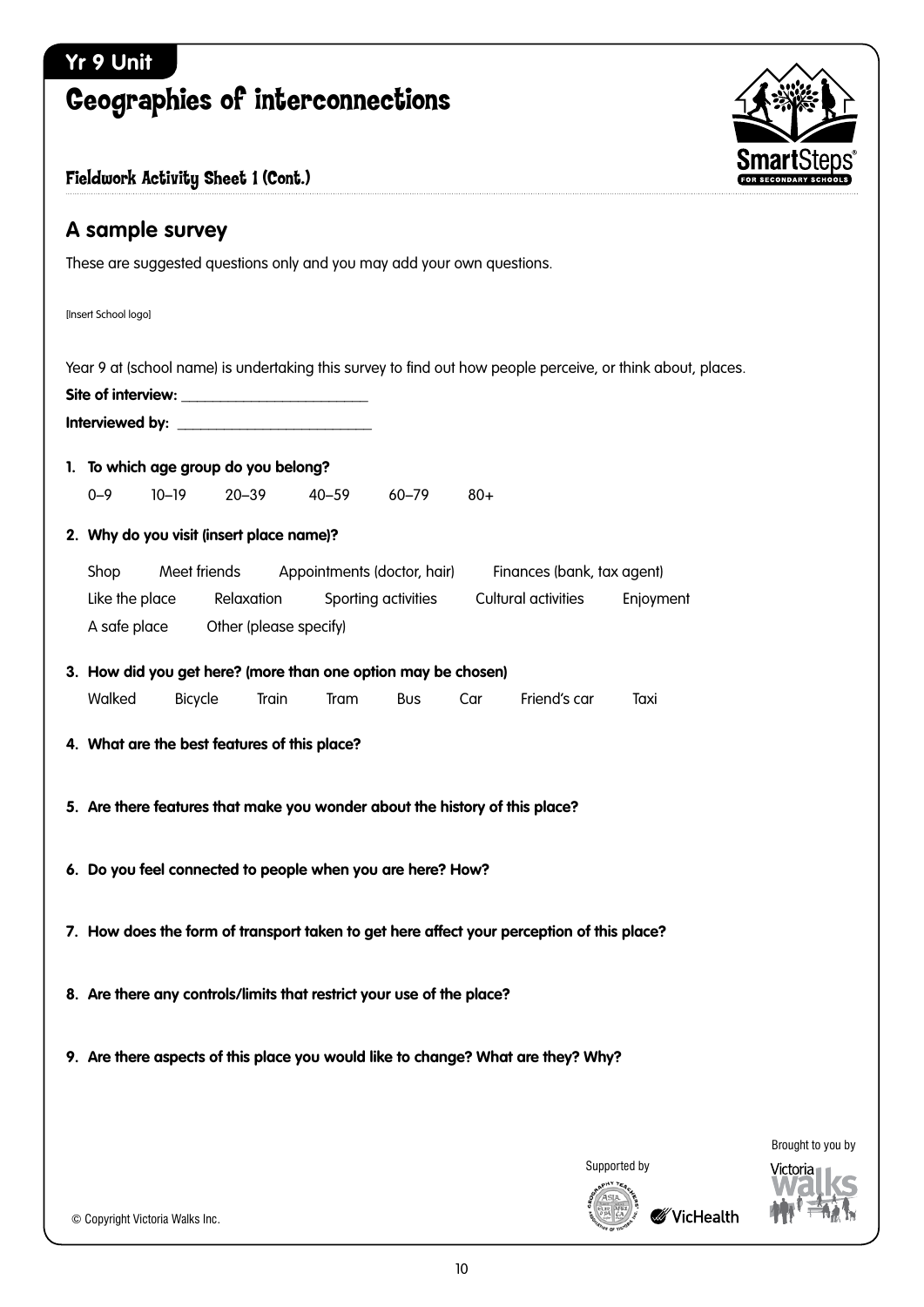Yr 9 Unit

# Geographies of interconnections

### Fieldwork Activity Sheet 1 (Cont.)

## A sample survey

These are suggested questions only and you may add your own questions.

[Insert School logo]

Year 9 at (school name) is undertaking this survey to find out how people perceive, or think about, places.

**Site of interview:** ___________________________

**Interviewed by:** ___________________________

1. **To which age group do you belong?**

   0–9 10–19 20–39 40–59 60–79 80+

2. **Why do you visit (insert place name)?**

   Shop Meet friends Appointments (doctor, hair) Finances (bank, tax agent)
   Like the place Relaxation Sporting activities Cultural activities Enjoyment
   A safe place Other (please specify)

3. **How did you get here? (more than one option may be chosen)**

   Walked Bicycle Train Tram Bus Car Friend's car Taxi

4. **What are the best features of this place?**

5. **Are there features that make you wonder about the history of this place?**

6. **Do you feel connected to people when you are here? How?**

7. **How does the form of transport taken to get here affect your perception of this place?**

8. **Are there any controls/limits that restrict your use of the place?**

9. **Are there aspects of this place you would like to change? What are they? Why?**

Supported by Geography Teachers' Association of Victoria Inc., VicHealth

Brought to you by Victoria Walks

© Copyright Victoria Walks Inc.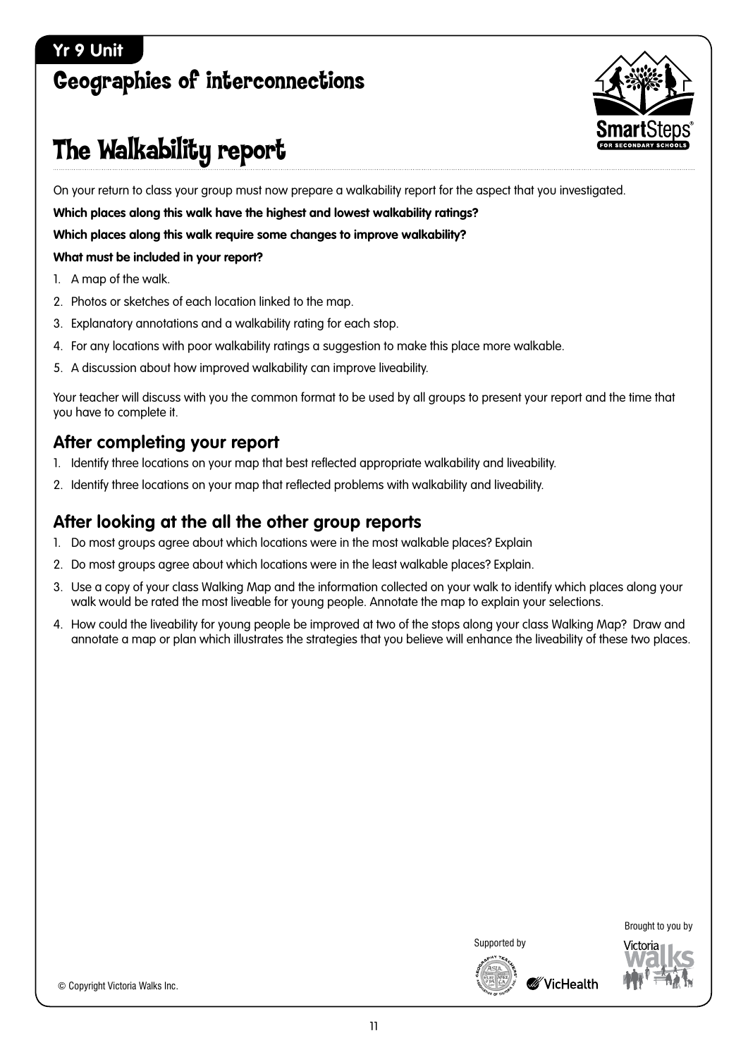Yr 9 Unit

## Geographies of interconnections

# The Walkability report

On your return to class your group must now prepare a walkability report for the aspect that you investigated.

**Which places along this walk have the highest and lowest walkability ratings?**

**Which places along this walk require some changes to improve walkability?**

**What must be included in your report?**

1. A map of the walk.
2. Photos or sketches of each location linked to the map.
3. Explanatory annotations and a walkability rating for each stop.
4. For any locations with poor walkability ratings a suggestion to make this place more walkable.
5. A discussion about how improved walkability can improve liveability.

Your teacher will discuss with you the common format to be used by all groups to present your report and the time that you have to complete it.

### After completing your report

1. Identify three locations on your map that best reflected appropriate walkability and liveability.
2. Identify three locations on your map that reflected problems with walkability and liveability.

### After looking at the all the other group reports

1. Do most groups agree about which locations were in the most walkable places? Explain
2. Do most groups agree about which locations were in the least walkable places? Explain.
3. Use a copy of your class Walking Map and the information collected on your walk to identify which places along your walk would be rated the most liveable for young people. Annotate the map to explain your selections.
4. How could the liveability for young people be improved at two of the stops along your class Walking Map? Draw and annotate a map or plan which illustrates the strategies that you believe will enhance the liveability of these two places.

Supported by VicHealth

Brought to you by Victoria Walks

© Copyright Victoria Walks Inc.